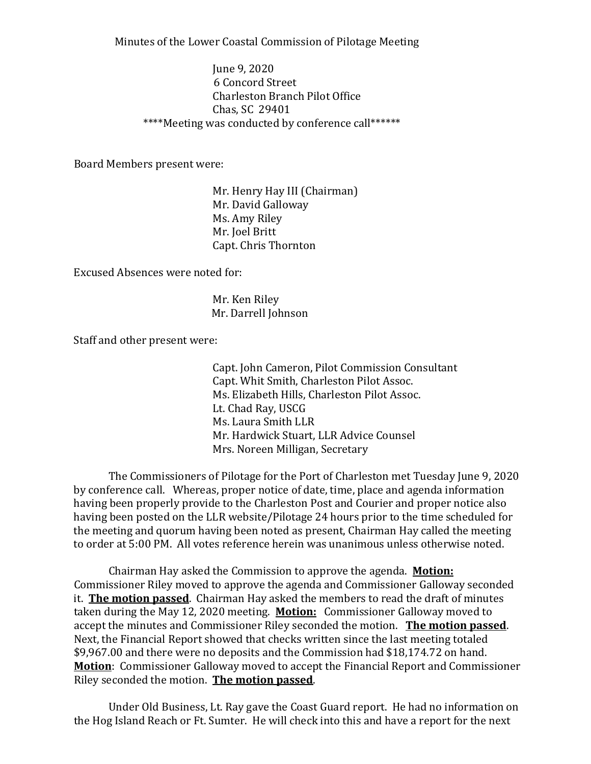Minutes of the Lower Coastal Commission of Pilotage Meeting

June 9, 2020
6 Concord Street
Charleston Branch Pilot Office
Chas, SC 29401
****Meeting was conducted by conference call******

Board Members present were:

Mr. Henry Hay III (Chairman)
Mr. David Galloway
Ms. Amy Riley
Mr. Joel Britt
Capt. Chris Thornton

Excused Absences were noted for:

Mr. Ken Riley
Mr. Darrell Johnson

Staff and other present were:

Capt. John Cameron, Pilot Commission Consultant
Capt. Whit Smith, Charleston Pilot Assoc.
Ms. Elizabeth Hills, Charleston Pilot Assoc.
Lt. Chad Ray, USCG
Ms. Laura Smith LLR
Mr. Hardwick Stuart, LLR Advice Counsel
Mrs. Noreen Milligan, Secretary

The Commissioners of Pilotage for the Port of Charleston met Tuesday June 9, 2020 by conference call. Whereas, proper notice of date, time, place and agenda information having been properly provide to the Charleston Post and Courier and proper notice also having been posted on the LLR website/Pilotage 24 hours prior to the time scheduled for the meeting and quorum having been noted as present, Chairman Hay called the meeting to order at 5:00 PM. All votes reference herein was unanimous unless otherwise noted.

Chairman Hay asked the Commission to approve the agenda. **Motion:** Commissioner Riley moved to approve the agenda and Commissioner Galloway seconded it. **The motion passed**. Chairman Hay asked the members to read the draft of minutes taken during the May 12, 2020 meeting. **Motion:** Commissioner Galloway moved to accept the minutes and Commissioner Riley seconded the motion. **The motion passed**. Next, the Financial Report showed that checks written since the last meeting totaled $9,967.00 and there were no deposits and the Commission had $18,174.72 on hand. **Motion**: Commissioner Galloway moved to accept the Financial Report and Commissioner Riley seconded the motion. **The motion passed**.

Under Old Business, Lt. Ray gave the Coast Guard report. He had no information on the Hog Island Reach or Ft. Sumter. He will check into this and have a report for the next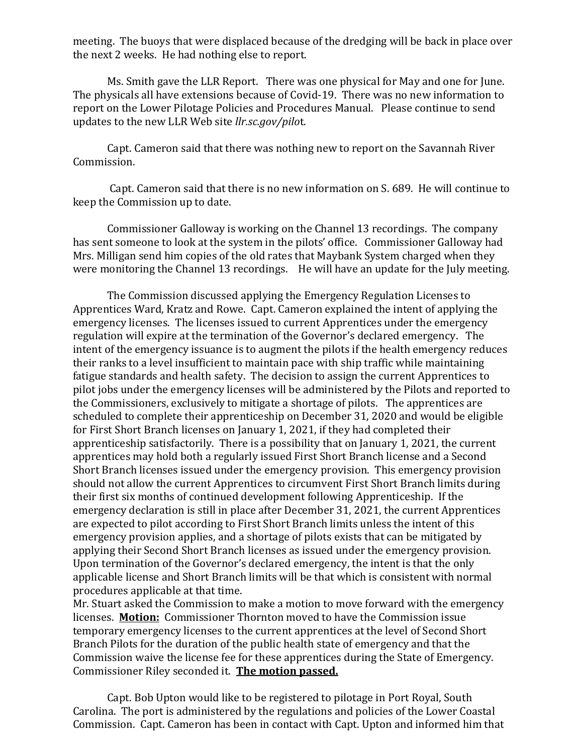meeting. The buoys that were displaced because of the dredging will be back in place over the next 2 weeks. He had nothing else to report.

Ms. Smith gave the LLR Report. There was one physical for May and one for June. The physicals all have extensions because of Covid-19. There was no new information to report on the Lower Pilotage Policies and Procedures Manual. Please continue to send updates to the new LLR Web site *llr.sc.gov/pilot*.

Capt. Cameron said that there was nothing new to report on the Savannah River Commission.

Capt. Cameron said that there is no new information on S. 689. He will continue to keep the Commission up to date.

Commissioner Galloway is working on the Channel 13 recordings. The company has sent someone to look at the system in the pilots' office. Commissioner Galloway had Mrs. Milligan send him copies of the old rates that Maybank System charged when they were monitoring the Channel 13 recordings. He will have an update for the July meeting.

The Commission discussed applying the Emergency Regulation Licenses to Apprentices Ward, Kratz and Rowe. Capt. Cameron explained the intent of applying the emergency licenses. The licenses issued to current Apprentices under the emergency regulation will expire at the termination of the Governor's declared emergency. The intent of the emergency issuance is to augment the pilots if the health emergency reduces their ranks to a level insufficient to maintain pace with ship traffic while maintaining fatigue standards and health safety. The decision to assign the current Apprentices to pilot jobs under the emergency licenses will be administered by the Pilots and reported to the Commissioners, exclusively to mitigate a shortage of pilots. The apprentices are scheduled to complete their apprenticeship on December 31, 2020 and would be eligible for First Short Branch licenses on January 1, 2021, if they had completed their apprenticeship satisfactorily. There is a possibility that on January 1, 2021, the current apprentices may hold both a regularly issued First Short Branch license and a Second Short Branch licenses issued under the emergency provision. This emergency provision should not allow the current Apprentices to circumvent First Short Branch limits during their first six months of continued development following Apprenticeship. If the emergency declaration is still in place after December 31, 2021, the current Apprentices are expected to pilot according to First Short Branch limits unless the intent of this emergency provision applies, and a shortage of pilots exists that can be mitigated by applying their Second Short Branch licenses as issued under the emergency provision. Upon termination of the Governor's declared emergency, the intent is that the only applicable license and Short Branch limits will be that which is consistent with normal procedures applicable at that time.
Mr. Stuart asked the Commission to make a motion to move forward with the emergency licenses. **Motion:** Commissioner Thornton moved to have the Commission issue temporary emergency licenses to the current apprentices at the level of Second Short Branch Pilots for the duration of the public health state of emergency and that the Commission waive the license fee for these apprentices during the State of Emergency. Commissioner Riley seconded it. **The motion passed.**

Capt. Bob Upton would like to be registered to pilotage in Port Royal, South Carolina. The port is administered by the regulations and policies of the Lower Coastal Commission. Capt. Cameron has been in contact with Capt. Upton and informed him that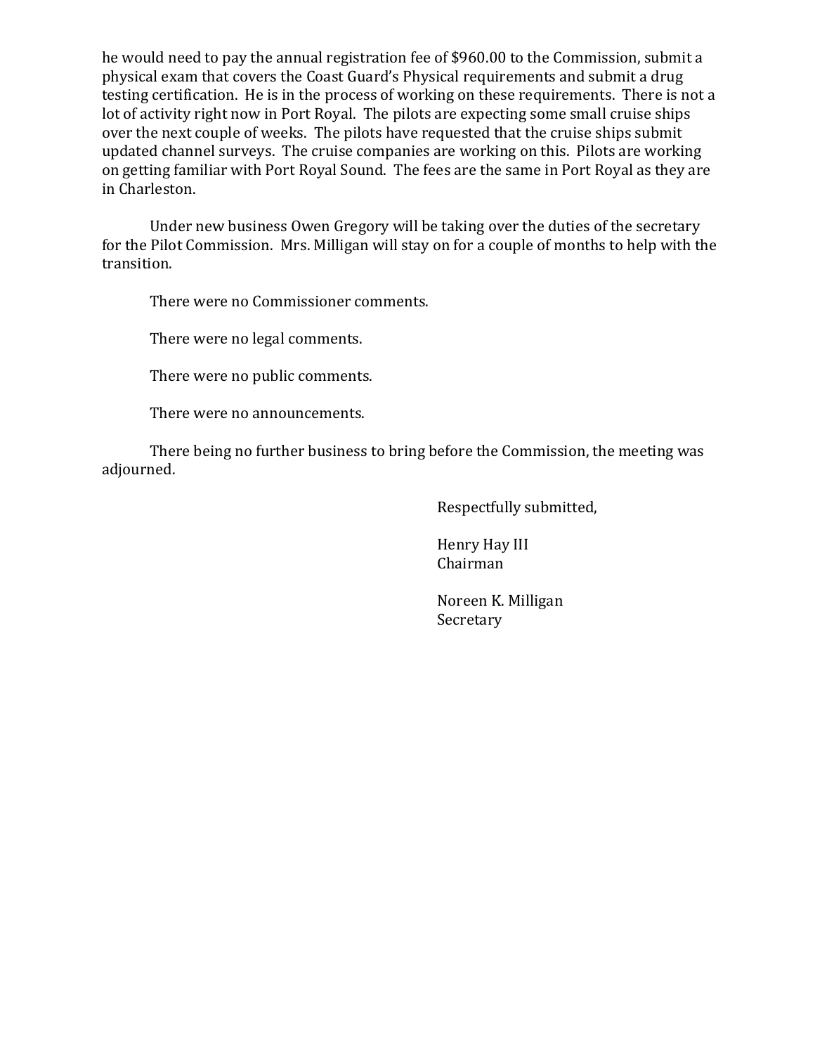he would need to pay the annual registration fee of $960.00 to the Commission, submit a physical exam that covers the Coast Guard's Physical requirements and submit a drug testing certification. He is in the process of working on these requirements. There is not a lot of activity right now in Port Royal. The pilots are expecting some small cruise ships over the next couple of weeks. The pilots have requested that the cruise ships submit updated channel surveys. The cruise companies are working on this. Pilots are working on getting familiar with Port Royal Sound. The fees are the same in Port Royal as they are in Charleston.

Under new business Owen Gregory will be taking over the duties of the secretary for the Pilot Commission. Mrs. Milligan will stay on for a couple of months to help with the transition.

There were no Commissioner comments.

There were no legal comments.

There were no public comments.

There were no announcements.

There being no further business to bring before the Commission, the meeting was adjourned.

Respectfully submitted,

Henry Hay III
Chairman

Noreen K. Milligan
Secretary